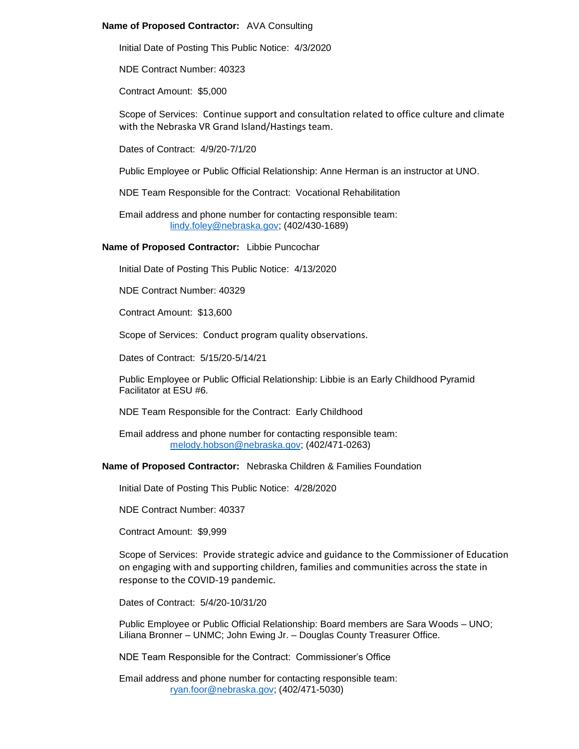**Name of Proposed Contractor:** AVA Consulting

Initial Date of Posting This Public Notice: 4/3/2020

NDE Contract Number: 40323

Contract Amount: $5,000

Scope of Services: Continue support and consultation related to office culture and climate with the Nebraska VR Grand Island/Hastings team.

Dates of Contract: 4/9/20-7/1/20

Public Employee or Public Official Relationship: Anne Herman is an instructor at UNO.

NDE Team Responsible for the Contract: Vocational Rehabilitation

Email address and phone number for contacting responsible team:
lindy.foley@nebraska.gov; (402/430-1689)

**Name of Proposed Contractor:** Libbie Puncochar

Initial Date of Posting This Public Notice: 4/13/2020

NDE Contract Number: 40329

Contract Amount: $13,600

Scope of Services: Conduct program quality observations.

Dates of Contract: 5/15/20-5/14/21

Public Employee or Public Official Relationship: Libbie is an Early Childhood Pyramid Facilitator at ESU #6.

NDE Team Responsible for the Contract: Early Childhood

Email address and phone number for contacting responsible team:
melody.hobson@nebraska.gov; (402/471-0263)

**Name of Proposed Contractor:** Nebraska Children & Families Foundation

Initial Date of Posting This Public Notice: 4/28/2020

NDE Contract Number: 40337

Contract Amount: $9,999

Scope of Services: Provide strategic advice and guidance to the Commissioner of Education on engaging with and supporting children, families and communities across the state in response to the COVID-19 pandemic.

Dates of Contract: 5/4/20-10/31/20

Public Employee or Public Official Relationship: Board members are Sara Woods – UNO; Liliana Bronner – UNMC; John Ewing Jr. – Douglas County Treasurer Office.

NDE Team Responsible for the Contract: Commissioner's Office

Email address and phone number for contacting responsible team:
ryan.foor@nebraska.gov; (402/471-5030)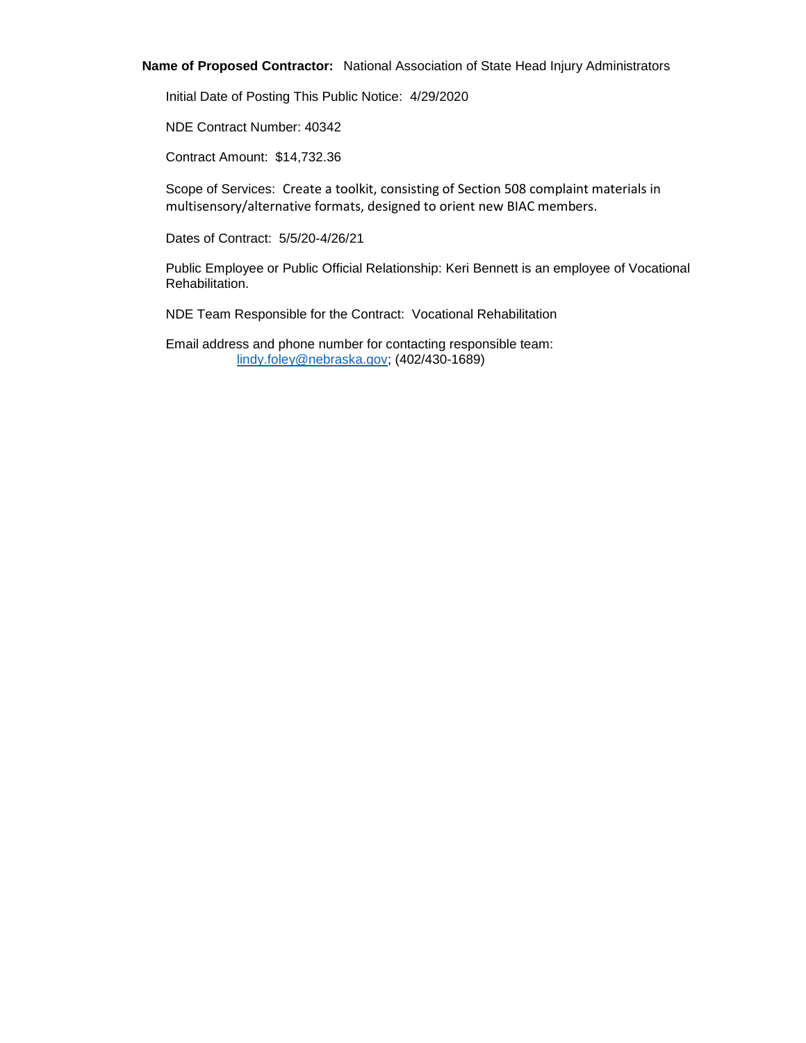**Name of Proposed Contractor:** National Association of State Head Injury Administrators

Initial Date of Posting This Public Notice: 4/29/2020

NDE Contract Number: 40342

Contract Amount: $14,732.36

Scope of Services: Create a toolkit, consisting of Section 508 complaint materials in multisensory/alternative formats, designed to orient new BIAC members.

Dates of Contract: 5/5/20-4/26/21

Public Employee or Public Official Relationship: Keri Bennett is an employee of Vocational Rehabilitation.

NDE Team Responsible for the Contract: Vocational Rehabilitation

Email address and phone number for contacting responsible team:
lindy.foley@nebraska.gov; (402/430-1689)